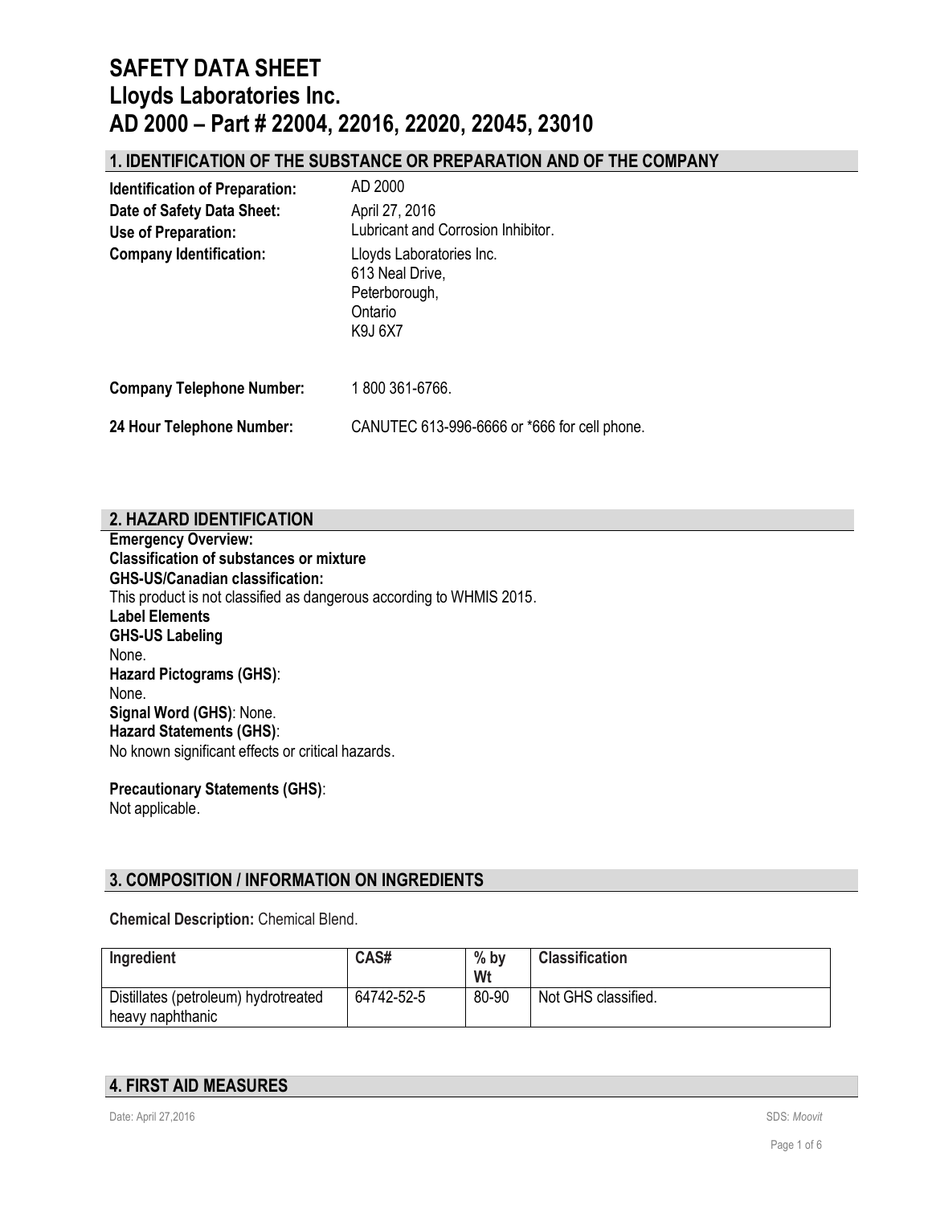# SAFETY DATA SHEET
# Lloyds Laboratories Inc.
# AD 2000 – Part # 22004, 22016, 22020, 22045, 23010

## 1. IDENTIFICATION OF THE SUBSTANCE OR PREPARATION AND OF THE COMPANY

**Identification of Preparation:** AD 2000

**Date of Safety Data Sheet:** April 27, 2016

**Use of Preparation:** Lubricant and Corrosion Inhibitor.

**Company Identification:** Lloyds Laboratories Inc.
613 Neal Drive,
Peterborough,
Ontario
K9J 6X7

**Company Telephone Number:** 1 800 361-6766.

**24 Hour Telephone Number:** CANUTEC 613-996-6666 or *666 for cell phone.

## 2. HAZARD IDENTIFICATION

**Emergency Overview:**
**Classification of substances or mixture**
**GHS-US/Canadian classification:**
This product is not classified as dangerous according to WHMIS 2015.
**Label Elements**
**GHS-US Labeling**
None.
**Hazard Pictograms (GHS)**:
None.
**Signal Word (GHS)**: None.
**Hazard Statements (GHS)**:
No known significant effects or critical hazards.

**Precautionary Statements (GHS)**:
Not applicable.

## 3. COMPOSITION / INFORMATION ON INGREDIENTS

**Chemical Description:** Chemical Blend.

| Ingredient | CAS# | % by Wt | Classification |
|---|---|---|---|
| Distillates (petroleum) hydrotreated heavy naphthanic | 64742-52-5 | 80-90 | Not GHS classified. |

## 4. FIRST AID MEASURES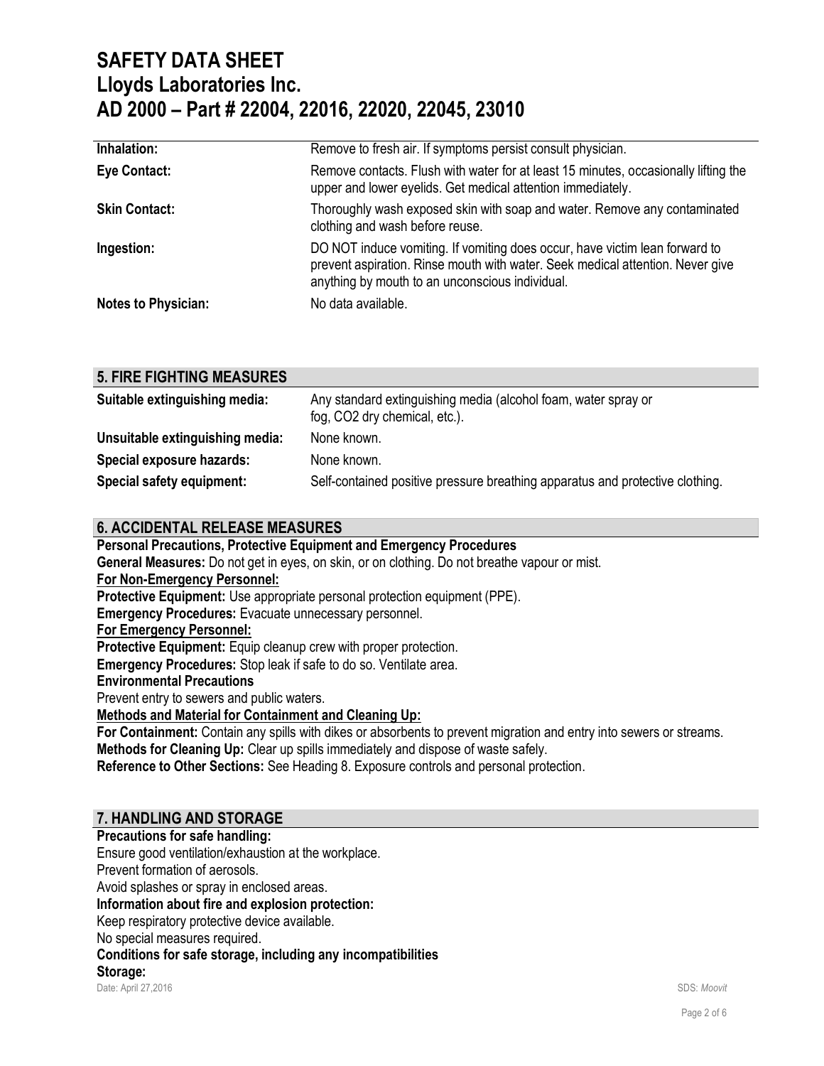| | |
|---|---|
| **Inhalation:** | Remove to fresh air. If symptoms persist consult physician. |
| **Eye Contact:** | Remove contacts. Flush with water for at least 15 minutes, occasionally lifting the upper and lower eyelids. Get medical attention immediately. |
| **Skin Contact:** | Thoroughly wash exposed skin with soap and water. Remove any contaminated clothing and wash before reuse. |
| **Ingestion:** | DO NOT induce vomiting. If vomiting does occur, have victim lean forward to prevent aspiration. Rinse mouth with water. Seek medical attention. Never give anything by mouth to an unconscious individual. |
| **Notes to Physician:** | No data available. |

## 5. FIRE FIGHTING MEASURES

| | |
|---|---|
| **Suitable extinguishing media:** | Any standard extinguishing media (alcohol foam, water spray or fog, $CO_2$ dry chemical, etc.). |
| **Unsuitable extinguishing media:** | None known. |
| **Special exposure hazards:** | None known. |
| **Special safety equipment:** | Self-contained positive pressure breathing apparatus and protective clothing. |

## 6. ACCIDENTAL RELEASE MEASURES

**Personal Precautions, Protective Equipment and Emergency Procedures**

**General Measures:** Do not get in eyes, on skin, or on clothing. Do not breathe vapour or mist.

**For Non-Emergency Personnel:**

**Protective Equipment:** Use appropriate personal protection equipment (PPE).

**Emergency Procedures:** Evacuate unnecessary personnel.

**For Emergency Personnel:**

**Protective Equipment:** Equip cleanup crew with proper protection.

**Emergency Procedures:** Stop leak if safe to do so. Ventilate area.

**Environmental Precautions**

Prevent entry to sewers and public waters.

**Methods and Material for Containment and Cleaning Up:**

**For Containment:** Contain any spills with dikes or absorbents to prevent migration and entry into sewers or streams.

**Methods for Cleaning Up:** Clear up spills immediately and dispose of waste safely.

**Reference to Other Sections:** See Heading 8. Exposure controls and personal protection.

## 7. HANDLING AND STORAGE

**Precautions for safe handling:**

Ensure good ventilation/exhaustion at the workplace.

Prevent formation of aerosols.

Avoid splashes or spray in enclosed areas.

**Information about fire and explosion protection:**

Keep respiratory protective device available.

No special measures required.

**Conditions for safe storage, including any incompatibilities**

**Storage:**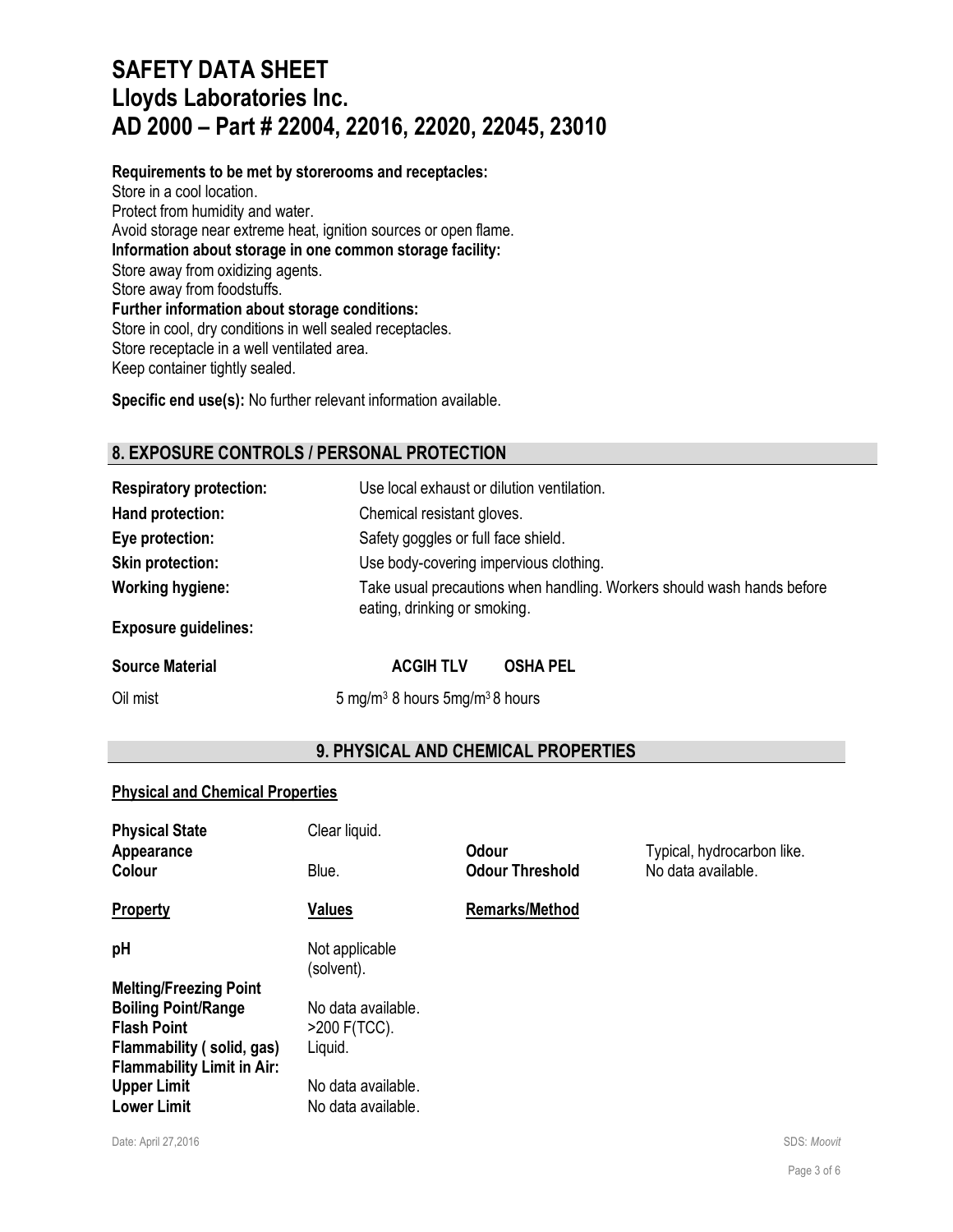# SAFETY DATA SHEET
# Lloyds Laboratories Inc.
# AD 2000 – Part # 22004, 22016, 22020, 22045, 23010

**Requirements to be met by storerooms and receptacles:**
Store in a cool location.
Protect from humidity and water.
Avoid storage near extreme heat, ignition sources or open flame.
**Information about storage in one common storage facility:**
Store away from oxidizing agents.
Store away from foodstuffs.
**Further information about storage conditions:**
Store in cool, dry conditions in well sealed receptacles.
Store receptacle in a well ventilated area.
Keep container tightly sealed.

**Specific end use(s):** No further relevant information available.

## 8. EXPOSURE CONTROLS / PERSONAL PROTECTION

**Respiratory protection:** Use local exhaust or dilution ventilation.
**Hand protection:** Chemical resistant gloves.
**Eye protection:** Safety goggles or full face shield.
**Skin protection:** Use body-covering impervious clothing.
**Working hygiene:** Take usual precautions when handling. Workers should wash hands before eating, drinking or smoking.

**Exposure guidelines:**

| Source Material | ACGIH TLV | OSHA PEL |
|---|---|---|
| Oil mist | 5 mg/m$^3$ 8 hours | 5mg/m$^3$ 8 hours |

## 9. PHYSICAL AND CHEMICAL PROPERTIES

**Physical and Chemical Properties**

| | | | |
|---|---|---|---|
| **Physical State** | Clear liquid. | | |
| **Appearance** | | **Odour** | Typical, hydrocarbon like. |
| **Colour** | Blue. | **Odour Threshold** | No data available. |

| Property | Values | Remarks/Method |
|---|---|---|
| **pH** | Not applicable (solvent). | |
| **Melting/Freezing Point** | | |
| **Boiling Point/Range** | No data available. | |
| **Flash Point** | >200 F(TCC). | |
| **Flammability ( solid, gas)** | Liquid. | |
| **Flammability Limit in Air:** | | |
| **Upper Limit** | No data available. | |
| **Lower Limit** | No data available. | |

Date: April 27,2016 SDS: *Moovit*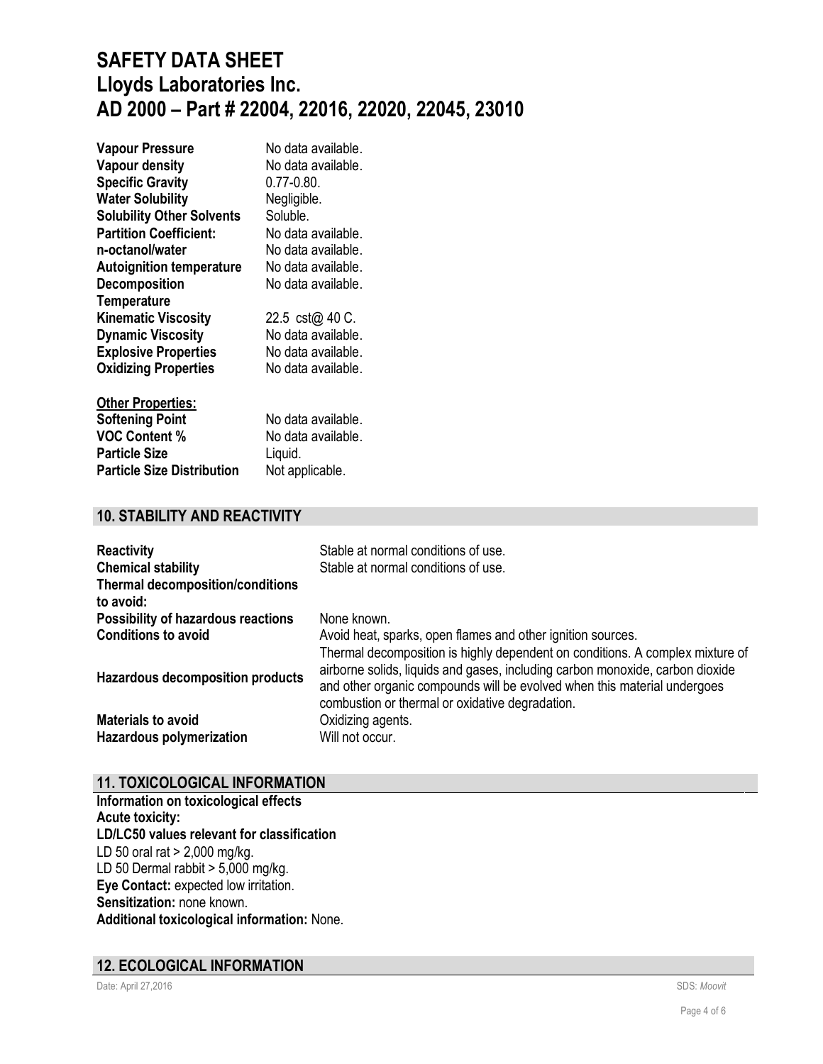# SAFETY DATA SHEET
# Lloyds Laboratories Inc.
# AD 2000 – Part # 22004, 22016, 22020, 22045, 23010

| | |
|---|---|
| **Vapour Pressure** | No data available. |
| **Vapour density** | No data available. |
| **Specific Gravity** | 0.77-0.80. |
| **Water Solubility** | Negligible. |
| **Solubility Other Solvents** | Soluble. |
| **Partition Coefficient:** | No data available. |
| **n-octanol/water** | No data available. |
| **Autoignition temperature** | No data available. |
| **Decomposition Temperature** | No data available. |
| **Kinematic Viscosity** | 22.5 cst@ 40 C. |
| **Dynamic Viscosity** | No data available. |
| **Explosive Properties** | No data available. |
| **Oxidizing Properties** | No data available. |

**Other Properties:**

| | |
|---|---|
| **Softening Point** | No data available. |
| **VOC Content %** | No data available. |
| **Particle Size** | Liquid. |
| **Particle Size Distribution** | Not applicable. |

## 10. STABILITY AND REACTIVITY

| | |
|---|---|
| **Reactivity** | Stable at normal conditions of use. |
| **Chemical stability** | Stable at normal conditions of use. |
| **Thermal decomposition/conditions to avoid:** | |
| **Possibility of hazardous reactions** | None known. |
| **Conditions to avoid** | Avoid heat, sparks, open flames and other ignition sources. |
| **Hazardous decomposition products** | Thermal decomposition is highly dependent on conditions. A complex mixture of airborne solids, liquids and gases, including carbon monoxide, carbon dioxide and other organic compounds will be evolved when this material undergoes combustion or thermal or oxidative degradation. |
| **Materials to avoid** | Oxidizing agents. |
| **Hazardous polymerization** | Will not occur. |

## 11. TOXICOLOGICAL INFORMATION

**Information on toxicological effects**
**Acute toxicity:**
**LD/LC50 values relevant for classification**
LD 50 oral rat > 2,000 mg/kg.
LD 50 Dermal rabbit > 5,000 mg/kg.
**Eye Contact:** expected low irritation.
**Sensitization:** none known.
**Additional toxicological information:** None.

## 12. ECOLOGICAL INFORMATION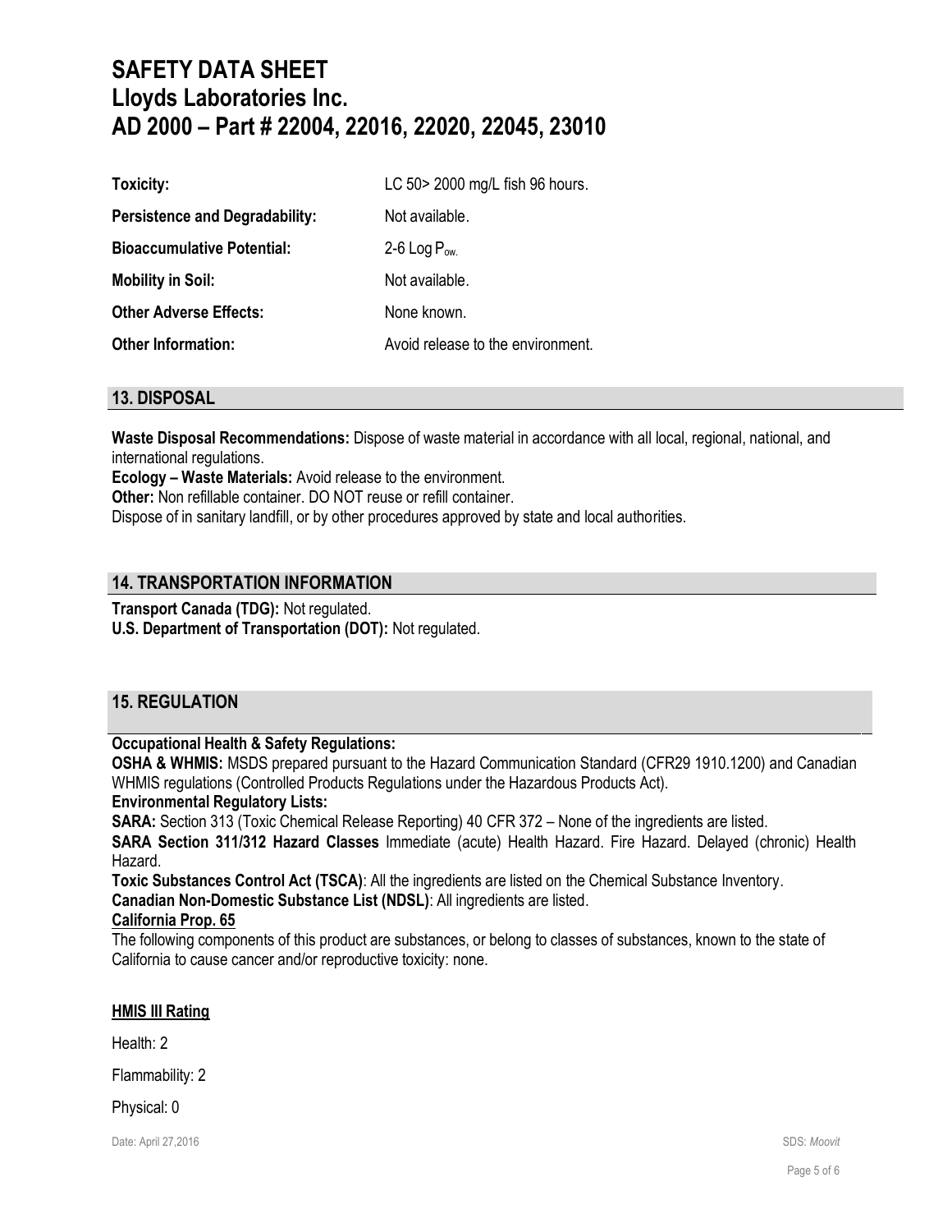| | |
|---|---|
| **Toxicity:** | LC 50> 2000 mg/L fish 96 hours. |
| **Persistence and Degradability:** | Not available. |
| **Bioaccumulative Potential:** | 2-6 Log $P_{ow.}$ |
| **Mobility in Soil:** | Not available. |
| **Other Adverse Effects:** | None known. |
| **Other Information:** | Avoid release to the environment. |

## 13. DISPOSAL

**Waste Disposal Recommendations:** Dispose of waste material in accordance with all local, regional, national, and international regulations.
**Ecology – Waste Materials:** Avoid release to the environment.
**Other:** Non refillable container. DO NOT reuse or refill container.
Dispose of in sanitary landfill, or by other procedures approved by state and local authorities.

## 14. TRANSPORTATION INFORMATION

**Transport Canada (TDG):** Not regulated.
**U.S. Department of Transportation (DOT):** Not regulated.

## 15. REGULATION

**Occupational Health & Safety Regulations:**
**OSHA & WHMIS:** MSDS prepared pursuant to the Hazard Communication Standard (CFR29 1910.1200) and Canadian WHMIS regulations (Controlled Products Regulations under the Hazardous Products Act).
**Environmental Regulatory Lists:**
**SARA:** Section 313 (Toxic Chemical Release Reporting) 40 CFR 372 – None of the ingredients are listed.
**SARA Section 311/312 Hazard Classes** Immediate (acute) Health Hazard. Fire Hazard. Delayed (chronic) Health Hazard.
**Toxic Substances Control Act (TSCA)**: All the ingredients are listed on the Chemical Substance Inventory.
**Canadian Non-Domestic Substance List (NDSL)**: All ingredients are listed.
**California Prop. 65**
The following components of this product are substances, or belong to classes of substances, known to the state of California to cause cancer and/or reproductive toxicity: none.

**HMIS III Rating**

Health: 2

Flammability: 2

Physical: 0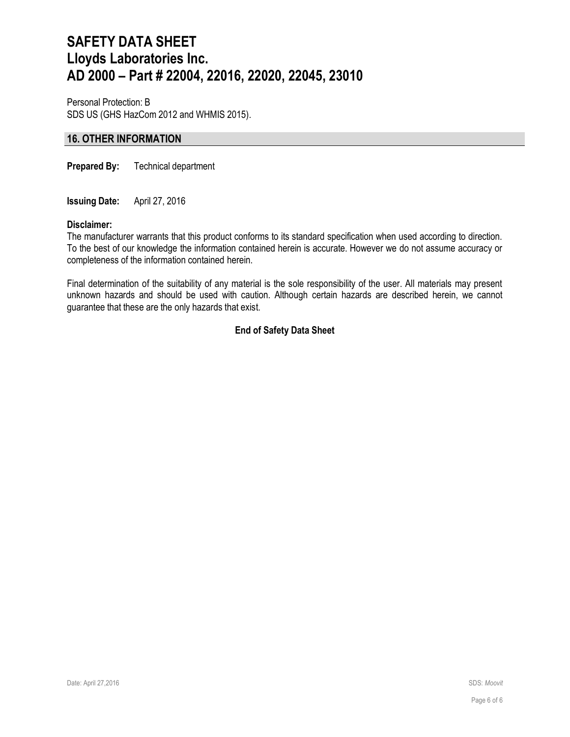Personal Protection: B
SDS US (GHS HazCom 2012 and WHMIS 2015).

## 16. OTHER INFORMATION

**Prepared By:** Technical department

**Issuing Date:** April 27, 2016

**Disclaimer:**
The manufacturer warrants that this product conforms to its standard specification when used according to direction. To the best of our knowledge the information contained herein is accurate. However we do not assume accuracy or completeness of the information contained herein.

Final determination of the suitability of any material is the sole responsibility of the user. All materials may present unknown hazards and should be used with caution. Although certain hazards are described herein, we cannot guarantee that these are the only hazards that exist.

**End of Safety Data Sheet**